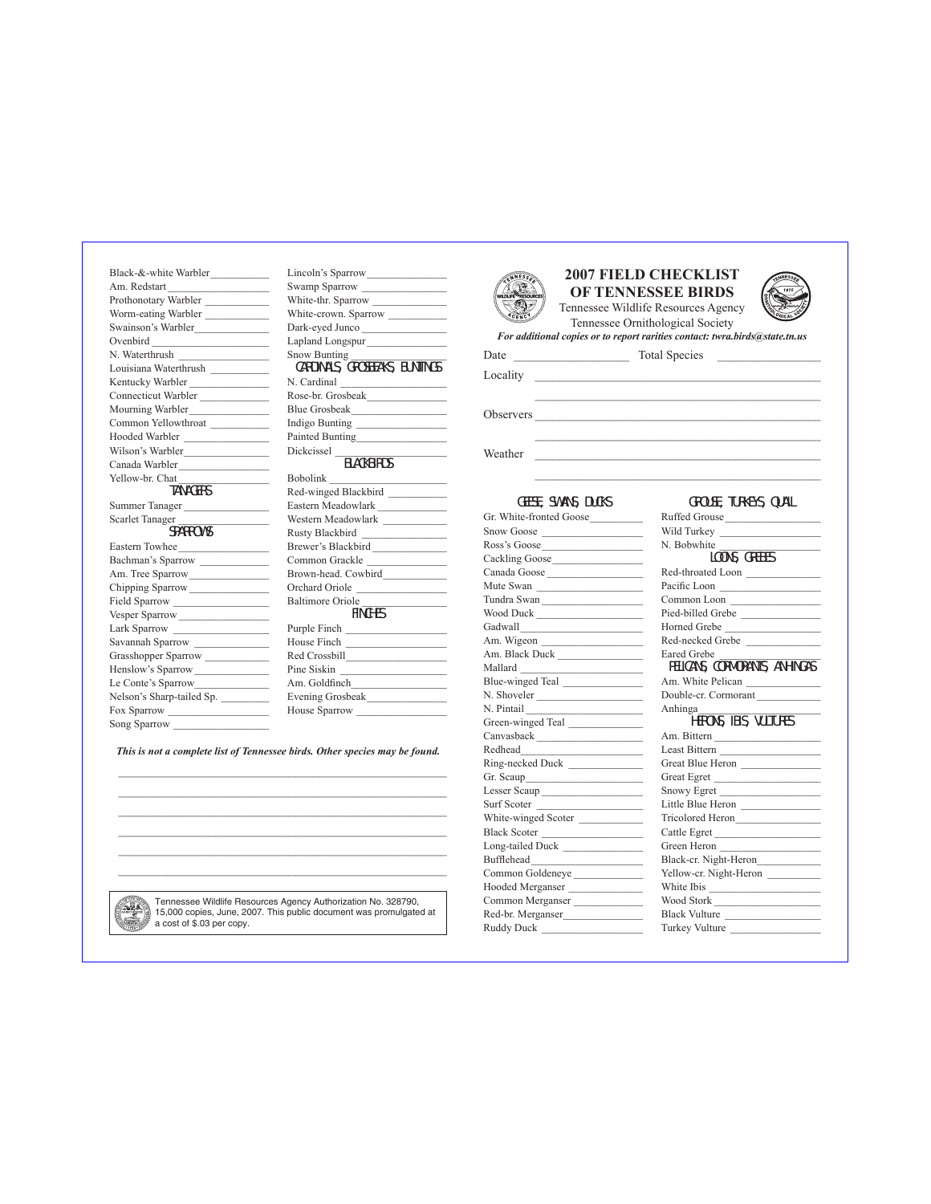# 2007 FIELD CHECKLIST OF TENNESSEE BIRDS

Tennessee Wildlife Resources Agency
Tennessee Ornithological Society

***For additional copies or to report rarities contact: twra.birds@state.tn.us***

Date ____________________ Total Species ________________

Locality ____________________________________________

____________________________________________

Observers ____________________________________________

____________________________________________

Weather ____________________________________________

____________________________________________

## GEESE, SWANS, DUCKS

- Gr. White-fronted Goose ________
- Snow Goose ________
- Ross's Goose ________
- Cackling Goose ________
- Canada Goose ________
- Mute Swan ________
- Tundra Swan ________
- Wood Duck ________
- Gadwall ________
- Am. Wigeon ________
- Am. Black Duck ________
- Mallard ________
- Blue-winged Teal ________
- N. Shoveler ________
- N. Pintail ________
- Green-winged Teal ________
- Canvasback ________
- Redhead ________
- Ring-necked Duck ________
- Gr. Scaup ________
- Lesser Scaup ________
- Surf Scoter ________
- White-winged Scoter ________
- Black Scoter ________
- Long-tailed Duck ________
- Bufflehead ________
- Common Goldeneye ________
- Hooded Merganser ________
- Common Merganser ________
- Red-br. Merganser ________
- Ruddy Duck ________

## GROUSE, TURKEYS, QUAIL

- Ruffed Grouse ________
- Wild Turkey ________
- N. Bobwhite ________

## LOONS, GREBES

- Red-throated Loon ________
- Pacific Loon ________
- Common Loon ________
- Pied-billed Grebe ________
- Horned Grebe ________
- Red-necked Grebe ________
- Eared Grebe ________

## PELICANS, CORMORANTS, ANHINGAS

- Am. White Pelican ________
- Double-cr. Cormorant ________
- Anhinga ________

## HERONS, IBIS, VULTURES

- Am. Bittern ________
- Least Bittern ________
- Great Blue Heron ________
- Great Egret ________
- Snowy Egret ________
- Little Blue Heron ________
- Tricolored Heron ________
- Cattle Egret ________
- Green Heron ________
- Black-cr. Night-Heron ________
- Yellow-cr. Night-Heron ________
- White Ibis ________
- Wood Stork ________
- Black Vulture ________
- Turkey Vulture ________

---

- Black-&-white Warbler ________
- Am. Redstart ________
- Prothonotary Warbler ________
- Worm-eating Warbler ________
- Swainson's Warbler ________
- Ovenbird ________
- N. Waterthrush ________
- Louisiana Waterthrush ________
- Kentucky Warbler ________
- Connecticut Warbler ________
- Mourning Warbler ________
- Common Yellowthroat ________
- Hooded Warbler ________
- Wilson's Warbler ________
- Canada Warbler ________
- Yellow-br. Chat ________

## TANAGERS

- Summer Tanager ________
- Scarlet Tanager ________

## SPARROWS

- Eastern Towhee ________
- Bachman's Sparrow ________
- Am. Tree Sparrow ________
- Chipping Sparrow ________
- Field Sparrow ________
- Vesper Sparrow ________
- Lark Sparrow ________
- Savannah Sparrow ________
- Grasshopper Sparrow ________
- Henslow's Sparrow ________
- Le Conte's Sparrow ________
- Nelson's Sharp-tailed Sp. ________
- Fox Sparrow ________
- Song Sparrow ________
- Lincoln's Sparrow ________
- Swamp Sparrow ________
- White-thr. Sparrow ________
- White-crown. Sparrow ________
- Dark-eyed Junco ________
- Lapland Longspur ________
- Snow Bunting ________

## CARDINALS, GROSBEAKS, BUNTINGS

- N. Cardinal ________
- Rose-br. Grosbeak ________
- Blue Grosbeak ________
- Indigo Bunting ________
- Painted Bunting ________
- Dickcissel ________

## BLACKBIRDS

- Bobolink ________
- Red-winged Blackbird ________
- Eastern Meadowlark ________
- Western Meadowlark ________
- Rusty Blackbird ________
- Brewer's Blackbird ________
- Common Grackle ________
- Brown-head. Cowbird ________
- Orchard Oriole ________
- Baltimore Oriole ________

## FINCHES

- Purple Finch ________
- House Finch ________
- Red Crossbill ________
- Pine Siskin ________
- Am. Goldfinch ________
- Evening Grosbeak ________
- House Sparrow ________

***This is not a complete list of Tennessee birds. Other species may be found.***

____________________________________________

____________________________________________

____________________________________________

____________________________________________

____________________________________________

Tennessee Wildlife Resources Agency Authorization No. 328790, 15,000 copies, June, 2007. This public document was promulgated at a cost of $.03 per copy.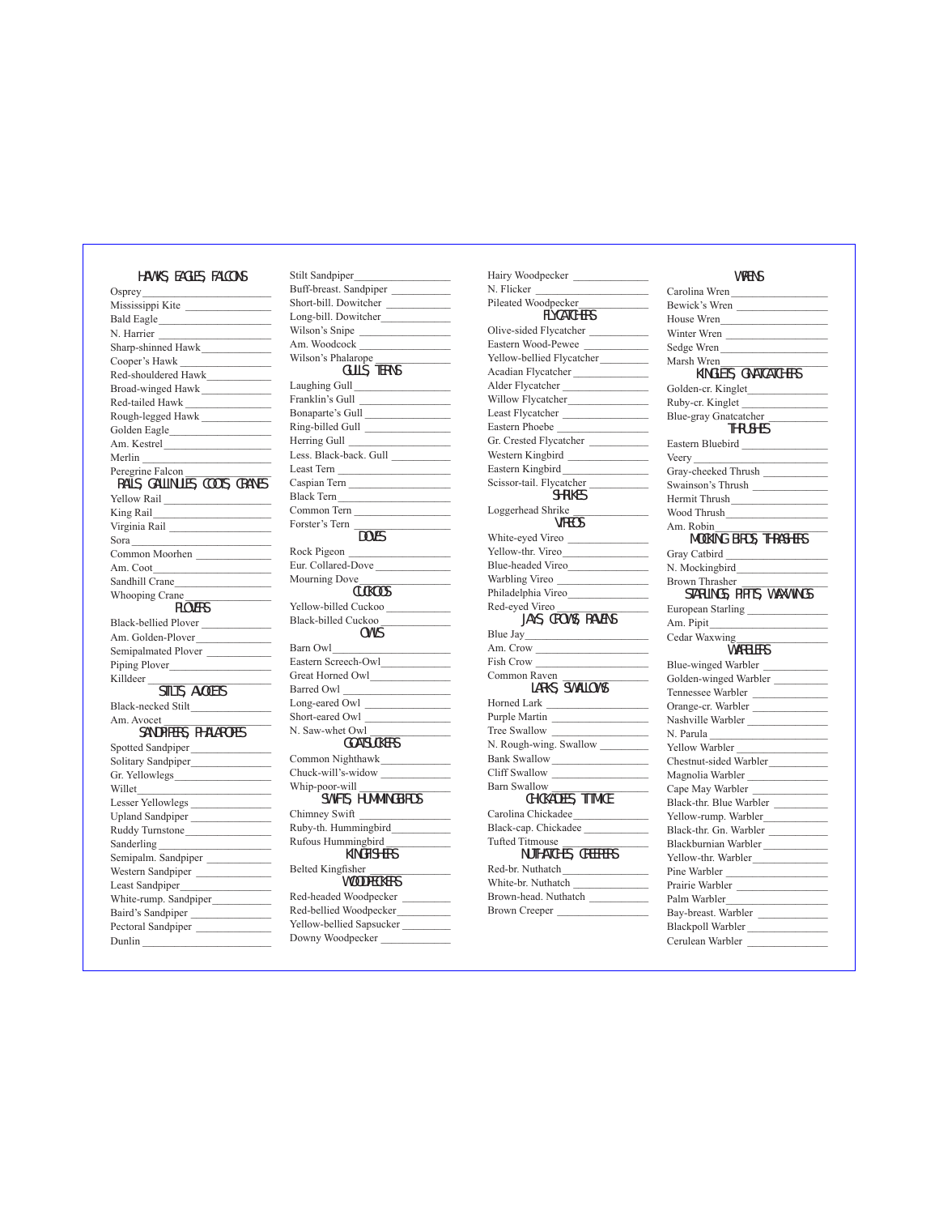## HAWKS, EAGLES, FALCONS

Osprey ____________________
Mississippi Kite ______________
Bald Eagle __________________
N. Harrier ___________________
Sharp-shinned Hawk ___________
Cooper's Hawk ________________
Red-shouldered Hawk __________
Broad-winged Hawk ___________
Red-tailed Hawk ______________
Rough-legged Hawk ___________
Golden Eagle ________________
Am. Kestrel _________________
Merlin _____________________
Peregrine Falcon ______________

## RAILS, GALLINULES, COOTS, CRANES

Yellow Rail _________________
King Rail ___________________
Virginia Rail ________________
Sora _______________________
Common Moorhen ____________
Am. Coot ___________________
Sandhill Crane _______________
Whooping Crane ______________

## PLOVERS

Black-bellied Plover ___________
Am. Golden-Plover ____________
Semipalmated Plover __________
Piping Plover ________________
Killdeer ____________________

## STILTS, AVOCETS

Black-necked Stilt ____________
Am. Avocet _________________

## SANDPIPERS, PHALAROPES

Spotted Sandpiper _____________
Solitary Sandpiper _____________
Gr. Yellowlegs _______________
Willet ______________________
Lesser Yellowlegs _____________
Upland Sandpiper ______________
Ruddy Turnstone ______________
Sanderling ___________________
Semipalm. Sandpiper ___________
Western Sandpiper ____________
Least Sandpiper _______________
White-rump. Sandpiper _________
Baird's Sandpiper ______________
Pectoral Sandpiper _____________
Dunlin ______________________
Stilt Sandpiper ________________
Buff-breast. Sandpiper __________
Short-bill. Dowitcher ___________
Long-bill. Dowitcher ___________
Wilson's Snipe ________________
Am. Woodcock ________________
Wilson's Phalarope _____________

## GULLS, TERNS

Laughing Gull ________________
Franklin's Gull _______________
Bonaparte's Gull ______________
Ring-billed Gull _______________
Herring Gull _________________
Less. Black-back. Gull __________
Least Tern ___________________
Caspian Tern _________________
Black Tern ___________________
Common Tern ________________
Forster's Tern ________________

## DOVES

Rock Pigeon _________________
Eur. Collared-Dove ____________
Mourning Dove _______________

## CUCKOOS

Yellow-billed Cuckoo __________
Black-billed Cuckoo ___________

## OWLS

Barn Owl ___________________
Eastern Screech-Owl ___________
Great Horned Owl _____________
Barred Owl __________________
Long-eared Owl ______________
Short-eared Owl ______________
N. Saw-whet Owl _____________

## GOATSUCKERS

Common Nighthawk ___________
Chuck-will's-widow ___________
Whip-poor-will _______________

## SWIFTS, HUMMINGBIRDS

Chimney Swift _______________
Ruby-th. Hummingbird _________
Rufous Hummingbird __________

## KINGFISHERS

Belted Kingfisher _____________

## WOODPECKERS

Red-headed Woodpecker ________
Red-bellied Woodpecker ________
Yellow-bellied Sapsucker _______
Downy Woodpecker ___________
Hairy Woodpecker ____________
N. Flicker __________________
Pileated Woodpecker __________

## FLYCATCHERS

Olive-sided Flycatcher _________
Eastern Wood-Pewee __________
Yellow-bellied Flycatcher _______
Acadian Flycatcher ____________
Alder Flycatcher ______________
Willow Flycatcher _____________
Least Flycatcher ______________
Eastern Phoebe _______________
Gr. Crested Flycatcher _________
Western Kingbird _____________
Eastern Kingbird ______________
Scissor-tail. Flycatcher _________

## SHRIKES

Loggerhead Shrike ____________

## VIREOS

White-eyed Vireo _____________
Yellow-thr. Vireo _____________
Blue-headed Vireo ____________
Warbling Vireo _______________
Philadelphia Vireo _____________
Red-eyed Vireo _______________

## JAYS, CROWS, RAVENS

Blue Jay ____________________
Am. Crow ___________________
Fish Crow ___________________
Common Raven _______________

## LARKS, SWALLOWS

Horned Lark _________________
Purple Martin ________________
Tree Swallow ________________
N. Rough-wing. Swallow _______
Bank Swallow ________________
Cliff Swallow ________________
Barn Swallow ________________

## CHICKADEES, TITMICE

Carolina Chickadee ____________
Black-cap. Chickadee __________
Tufted Titmouse ______________

## NUTHATCHES, CREEPERS

Red-br. Nuthatch _____________
White-br. Nuthatch ____________
Brown-head. Nuthatch _________
Brown Creeper _______________

## WRENS

Carolina Wren ________________
Bewick's Wren _______________
House Wren _________________
Winter Wren _________________
Sedge Wren _________________
Marsh Wren _________________

## KINGLETS, GNATCATCHERS

Golden-cr. Kinglet ____________
Ruby-cr. Kinglet ______________
Blue-gray Gnatcatcher _________

## THRUSHES

Eastern Bluebird ______________
Veery ______________________
Gray-cheeked Thrush __________
Swainson's Thrush ____________
Hermit Thrush _______________
Wood Thrush ________________
Am. Robin __________________

## MOCKING BIRDS, THRASHERS

Gray Catbird _________________
N. Mockingbird _______________
Brown Thrasher _______________

## STARLINGS, PIPITS, WAXWINGS

European Starling _____________
Am. Pipit ___________________
Cedar Waxwing _______________

## WARBLERS

Blue-winged Warbler __________
Golden-winged Warbler ________
Tennessee Warbler ____________
Orange-cr. Warbler ___________
Nashville Warbler _____________
N. Parula ___________________
Yellow Warbler _______________
Chestnut-sided Warbler ________
Magnolia Warbler _____________
Cape May Warbler ____________
Black-thr. Blue Warbler ________
Yellow-rump. Warbler _________
Black-thr. Gn. Warbler _________
Blackburnian Warbler __________
Yellow-thr. Warbler ___________
Pine Warbler _________________
Prairie Warbler _______________
Palm Warbler ________________
Bay-breast. Warbler ___________
Blackpoll Warbler _____________
Cerulean Warbler _____________